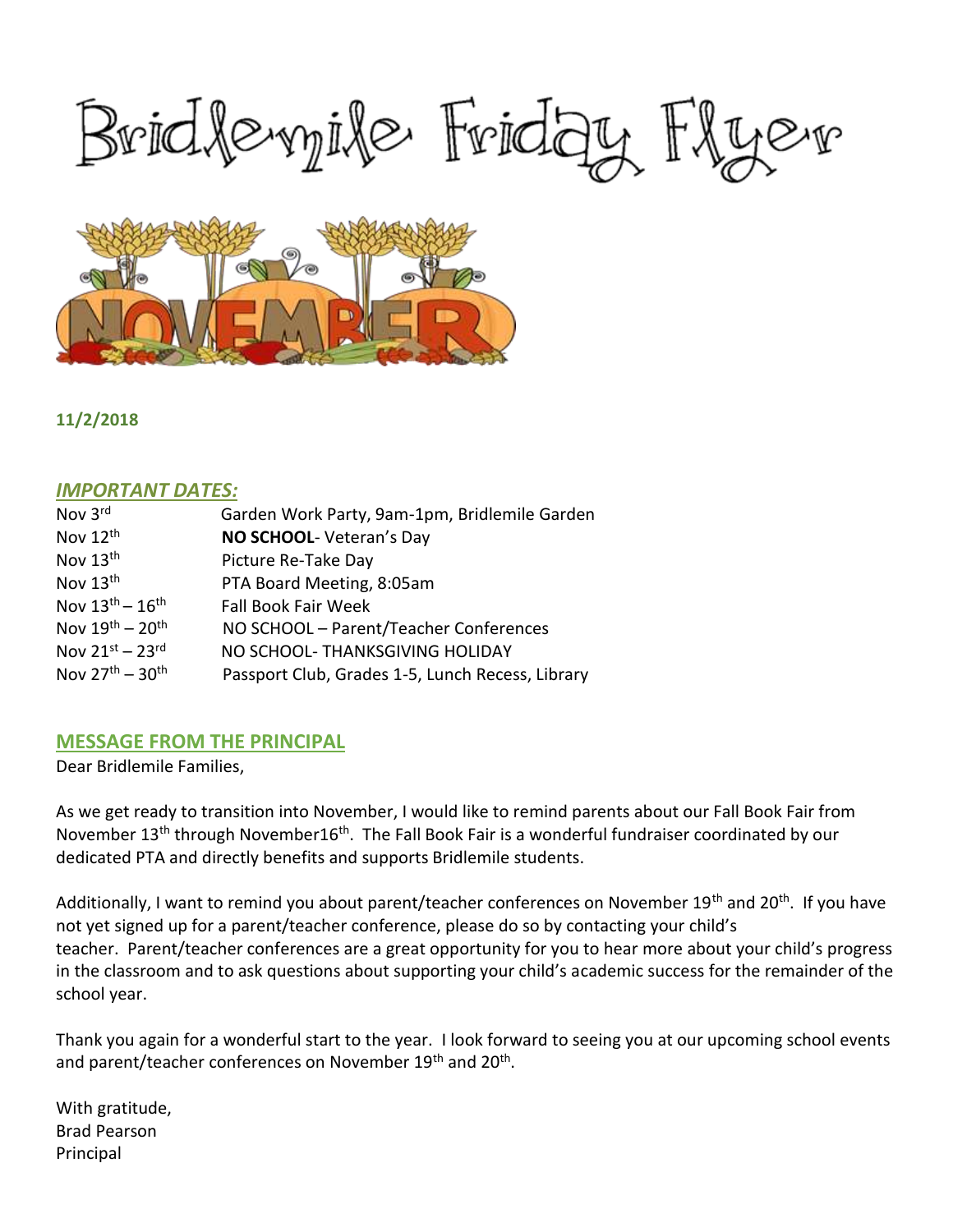# Bridlemile Friday Flyer

NOVEMBER

**11/2/2018**

## *IMPORTANT DATES:*

| | |
|---|---|
| Nov 3rd | Garden Work Party, 9am-1pm, Bridlemile Garden |
| Nov 12th | **NO SCHOOL**- Veteran's Day |
| Nov 13th | Picture Re-Take Day |
| Nov 13th | PTA Board Meeting, 8:05am |
| Nov 13th – 16th | Fall Book Fair Week |
| Nov 19th – 20th | NO SCHOOL – Parent/Teacher Conferences |
| Nov 21st – 23rd | NO SCHOOL- THANKSGIVING HOLIDAY |
| Nov 27th – 30th | Passport Club, Grades 1-5, Lunch Recess, Library |

## MESSAGE FROM THE PRINCIPAL

Dear Bridlemile Families,

As we get ready to transition into November, I would like to remind parents about our Fall Book Fair from November 13th through November16th. The Fall Book Fair is a wonderful fundraiser coordinated by our dedicated PTA and directly benefits and supports Bridlemile students.

Additionally, I want to remind you about parent/teacher conferences on November 19th and 20th. If you have not yet signed up for a parent/teacher conference, please do so by contacting your child's teacher. Parent/teacher conferences are a great opportunity for you to hear more about your child's progress in the classroom and to ask questions about supporting your child's academic success for the remainder of the school year.

Thank you again for a wonderful start to the year. I look forward to seeing you at our upcoming school events and parent/teacher conferences on November 19th and 20th.

With gratitude,
Brad Pearson
Principal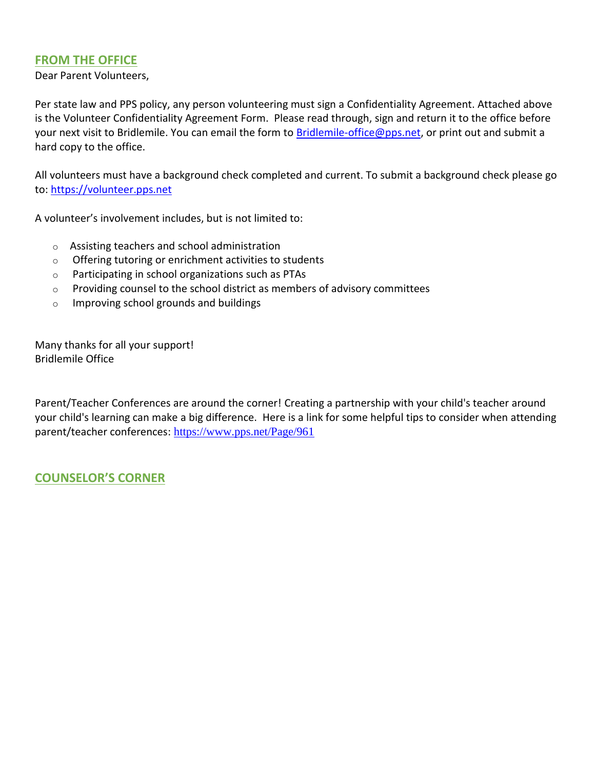## FROM THE OFFICE

Dear Parent Volunteers,

Per state law and PPS policy, any person volunteering must sign a Confidentiality Agreement. Attached above is the Volunteer Confidentiality Agreement Form. Please read through, sign and return it to the office before your next visit to Bridlemile. You can email the form to Bridlemile-office@pps.net, or print out and submit a hard copy to the office.

All volunteers must have a background check completed and current. To submit a background check please go to: https://volunteer.pps.net

A volunteer's involvement includes, but is not limited to:

- Assisting teachers and school administration
- Offering tutoring or enrichment activities to students
- Participating in school organizations such as PTAs
- Providing counsel to the school district as members of advisory committees
- Improving school grounds and buildings

Many thanks for all your support!
Bridlemile Office

Parent/Teacher Conferences are around the corner! Creating a partnership with your child's teacher around your child's learning can make a big difference. Here is a link for some helpful tips to consider when attending parent/teacher conferences: https://www.pps.net/Page/961

## COUNSELOR'S CORNER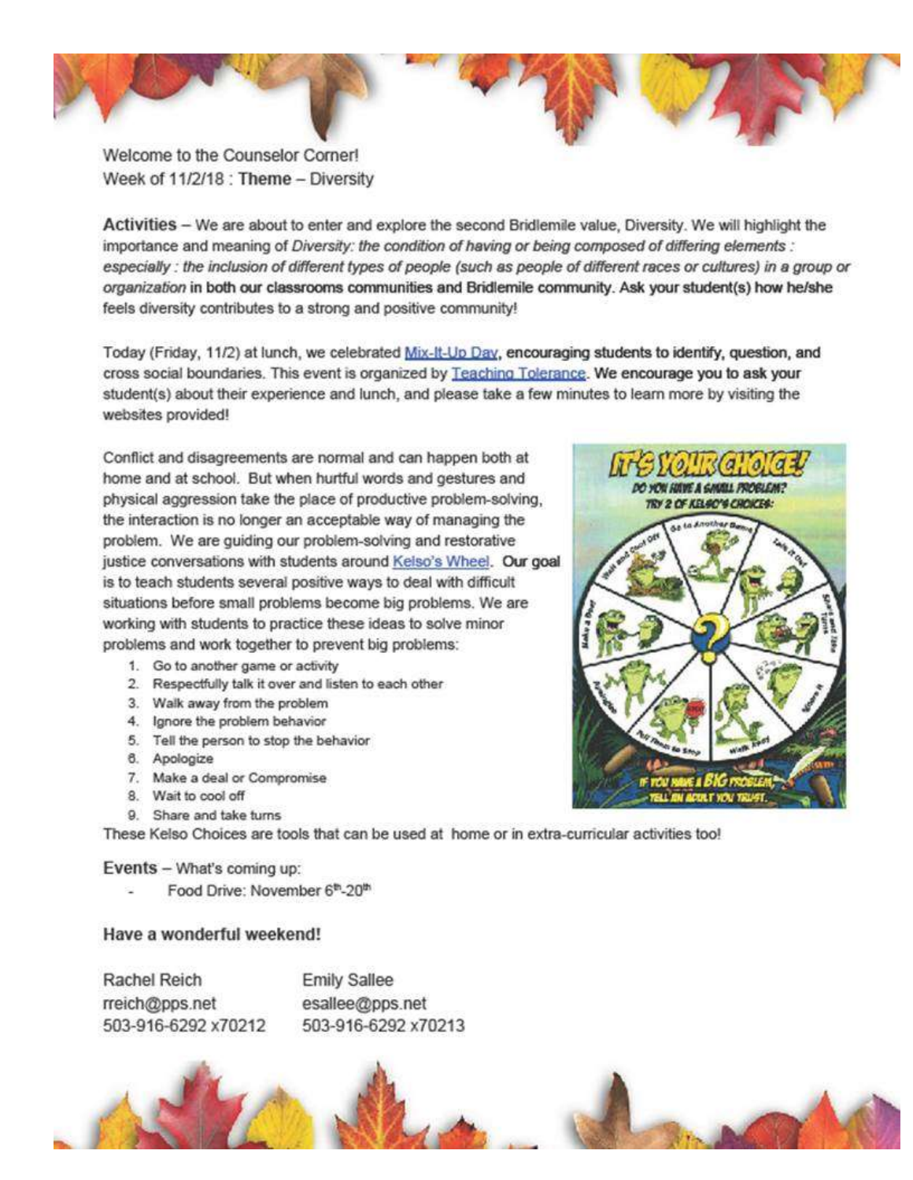Welcome to the Counselor Corner!
Week of 11/2/18 : **Theme** – Diversity

**Activities** – We are about to enter and explore the second Bridlemile value, Diversity. We will highlight the importance and meaning of *Diversity: the condition of having or being composed of differing elements : especially : the inclusion of different types of people (such as people of different races or cultures) in a group or organization* **in both our classrooms communities and Bridlemile community. Ask your student(s) how he/she** feels diversity contributes to a strong and positive community!

Today (Friday, 11/2) at lunch, we celebrated Mix-It-Up Day, **encouraging students to identify, question, and cross social boundaries.** This event is organized by Teaching Tolerance. **We encourage you to ask your** student(s) about their experience and lunch, and please take a few minutes to learn more by visiting the websites provided!

Conflict and disagreements are normal and can happen both at home and at school. But when hurtful words and gestures and physical aggression take the place of productive problem-solving, the interaction is no longer an acceptable way of managing the problem. We are guiding our problem-solving and restorative justice conversations with students around Kelso's Wheel. **Our goal** is to teach students several positive ways to deal with difficult situations before small problems become big problems. We are working with students to practice these ideas to solve minor problems and work together to prevent big problems:

1. Go to another game or activity
2. Respectfully talk it over and listen to each other
3. Walk away from the problem
4. Ignore the problem behavior
5. Tell the person to stop the behavior
6. Apologize
7. Make a deal or Compromise
8. Wait to cool off
9. Share and take turns

These Kelso Choices are tools that can be used at home or in extra-curricular activities too!

**Events** – What's coming up:

- Food Drive: November 6th-20th

**Have a wonderful weekend!**

| Rachel Reich | Emily Sallee |
|---|---|
| rreich@pps.net | esallee@pps.net |
| 503-916-6292 x70212 | 503-916-6292 x70213 |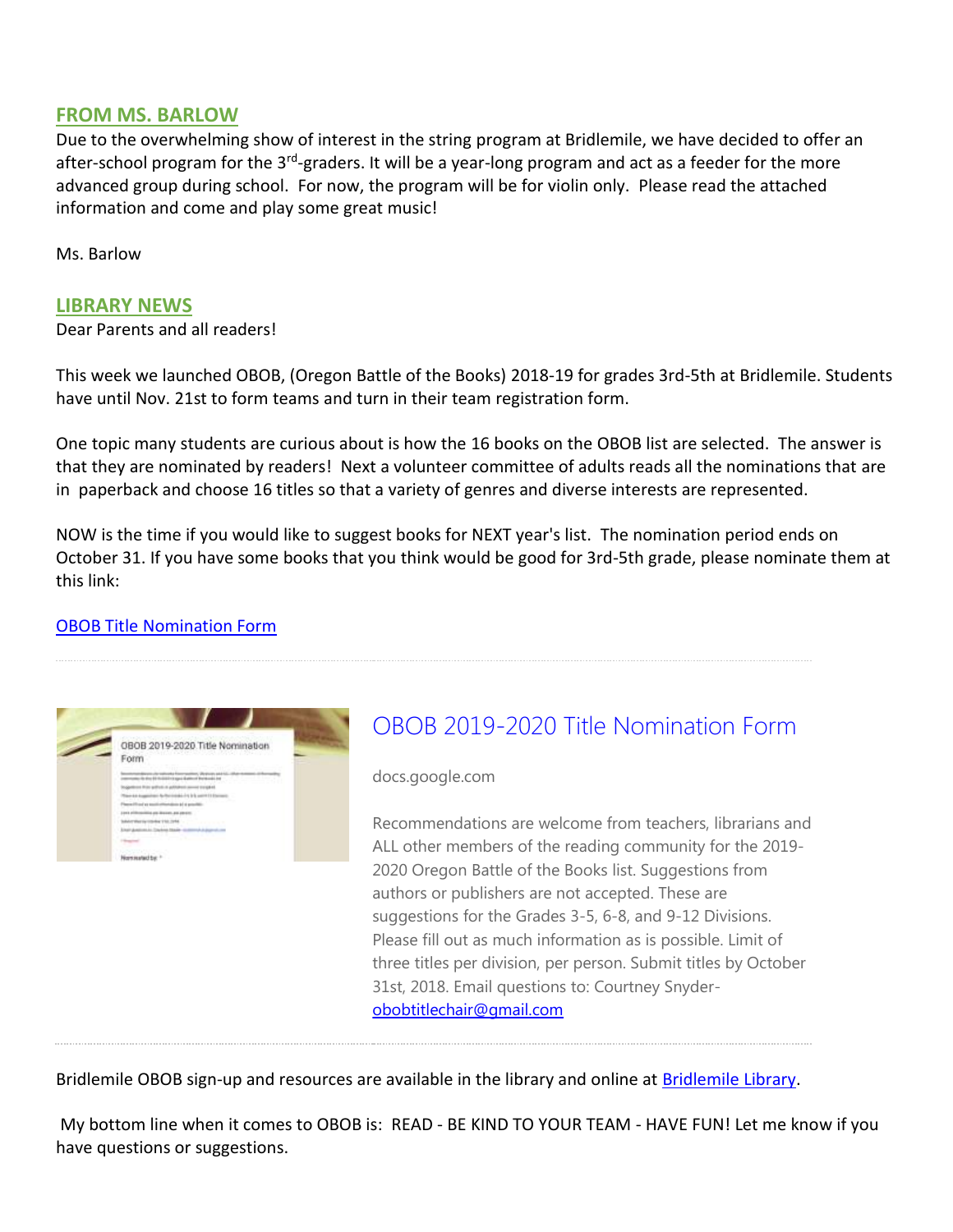## FROM MS. BARLOW

Due to the overwhelming show of interest in the string program at Bridlemile, we have decided to offer an after-school program for the 3rd-graders. It will be a year-long program and act as a feeder for the more advanced group during school. For now, the program will be for violin only. Please read the attached information and come and play some great music!

Ms. Barlow

## LIBRARY NEWS

Dear Parents and all readers!

This week we launched OBOB, (Oregon Battle of the Books) 2018-19 for grades 3rd-5th at Bridlemile. Students have until Nov. 21st to form teams and turn in their team registration form.

One topic many students are curious about is how the 16 books on the OBOB list are selected. The answer is that they are nominated by readers! Next a volunteer committee of adults reads all the nominations that are in paperback and choose 16 titles so that a variety of genres and diverse interests are represented.

NOW is the time if you would like to suggest books for NEXT year's list. The nomination period ends on October 31. If you have some books that you think would be good for 3rd-5th grade, please nominate them at this link:

[OBOB Title Nomination Form]

---

### OBOB 2019-2020 Title Nomination Form

docs.google.com

Recommendations are welcome from teachers, librarians and ALL other members of the reading community for the 2019-2020 Oregon Battle of the Books list. Suggestions from authors or publishers are not accepted. These are suggestions for the Grades 3-5, 6-8, and 9-12 Divisions. Please fill out as much information as is possible. Limit of three titles per division, per person. Submit titles by October 31st, 2018. Email questions to: Courtney Snyder- obobtitlechair@gmail.com

---

Bridlemile OBOB sign-up and resources are available in the library and online at [Bridlemile Library].

My bottom line when it comes to OBOB is: READ - BE KIND TO YOUR TEAM - HAVE FUN! Let me know if you have questions or suggestions.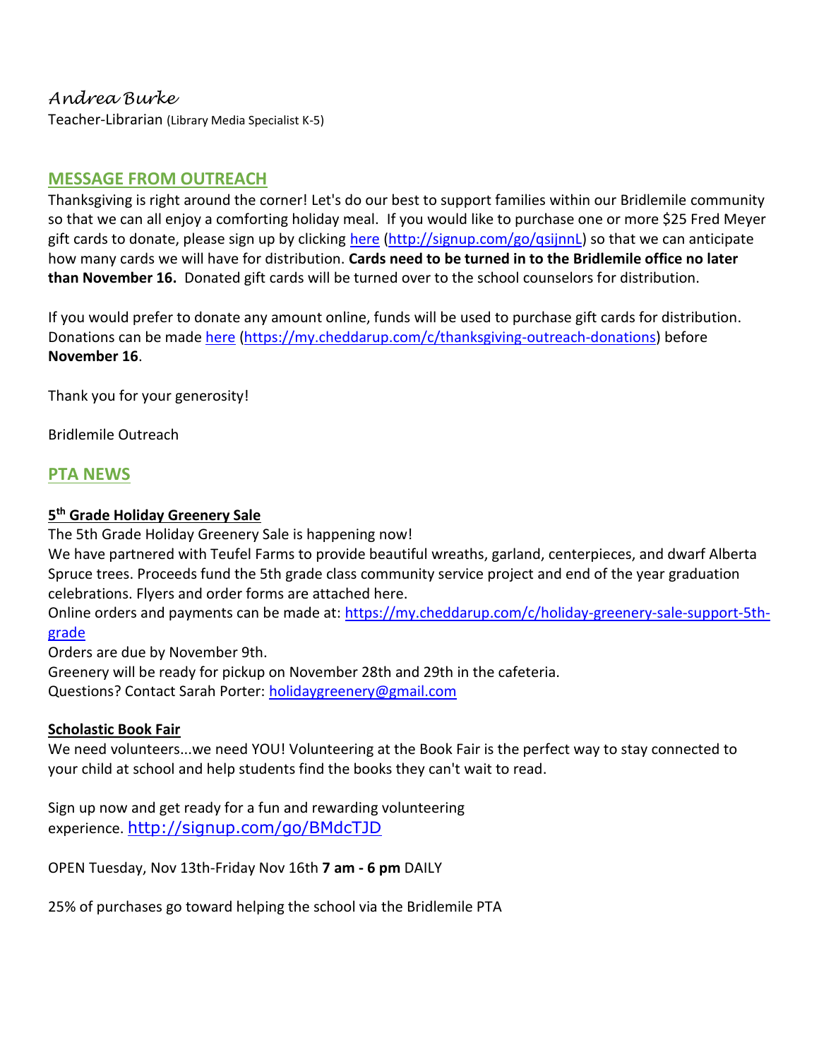*Andrea Burke*
Teacher-Librarian (Library Media Specialist K-5)

## MESSAGE FROM OUTREACH

Thanksgiving is right around the corner! Let's do our best to support families within our Bridlemile community so that we can all enjoy a comforting holiday meal. If you would like to purchase one or more $25 Fred Meyer gift cards to donate, please sign up by clicking [here](http://signup.com/go/qsijnnL) (http://signup.com/go/qsijnnL) so that we can anticipate how many cards we will have for distribution. **Cards need to be turned in to the Bridlemile office no later than November 16.** Donated gift cards will be turned over to the school counselors for distribution.

If you would prefer to donate any amount online, funds will be used to purchase gift cards for distribution. Donations can be made [here](https://my.cheddarup.com/c/thanksgiving-outreach-donations) (https://my.cheddarup.com/c/thanksgiving-outreach-donations) before **November 16**.

Thank you for your generosity!

Bridlemile Outreach

## PTA NEWS

### 5th Grade Holiday Greenery Sale

The 5th Grade Holiday Greenery Sale is happening now!
We have partnered with Teufel Farms to provide beautiful wreaths, garland, centerpieces, and dwarf Alberta Spruce trees. Proceeds fund the 5th grade class community service project and end of the year graduation celebrations. Flyers and order forms are attached here.
Online orders and payments can be made at: https://my.cheddarup.com/c/holiday-greenery-sale-support-5th-grade
Orders are due by November 9th.
Greenery will be ready for pickup on November 28th and 29th in the cafeteria.
Questions? Contact Sarah Porter: holidaygreenery@gmail.com

### Scholastic Book Fair

We need volunteers...we need YOU! Volunteering at the Book Fair is the perfect way to stay connected to your child at school and help students find the books they can't wait to read.

Sign up now and get ready for a fun and rewarding volunteering experience. http://signup.com/go/BMdcTJD

OPEN Tuesday, Nov 13th-Friday Nov 16th **7 am - 6 pm** DAILY

25% of purchases go toward helping the school via the Bridlemile PTA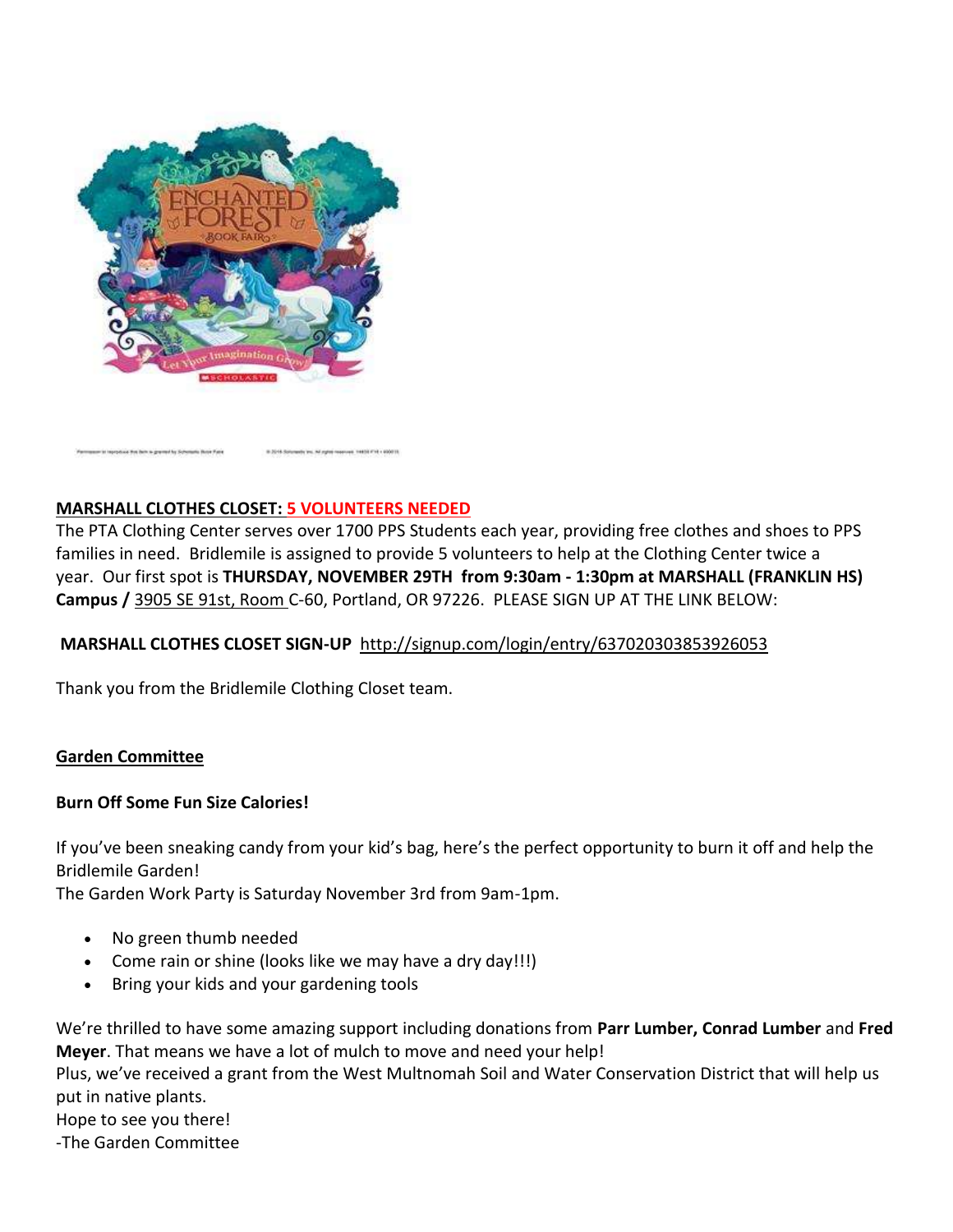**MARSHALL CLOTHES CLOSET: 5 VOLUNTEERS NEEDED**

The PTA Clothing Center serves over 1700 PPS Students each year, providing free clothes and shoes to PPS families in need. Bridlemile is assigned to provide 5 volunteers to help at the Clothing Center twice a year. Our first spot is **THURSDAY, NOVEMBER 29TH from 9:30am - 1:30pm at MARSHALL (FRANKLIN HS) Campus /** 3905 SE 91st, Room C-60, Portland, OR 97226. PLEASE SIGN UP AT THE LINK BELOW:

**MARSHALL CLOTHES CLOSET SIGN-UP** http://signup.com/login/entry/637020303853926053

Thank you from the Bridlemile Clothing Closet team.

**Garden Committee**

**Burn Off Some Fun Size Calories!**

If you've been sneaking candy from your kid's bag, here's the perfect opportunity to burn it off and help the Bridlemile Garden!
The Garden Work Party is Saturday November 3rd from 9am-1pm.

- No green thumb needed
- Come rain or shine (looks like we may have a dry day!!!)
- Bring your kids and your gardening tools

We're thrilled to have some amazing support including donations from **Parr Lumber, Conrad Lumber** and **Fred Meyer**. That means we have a lot of mulch to move and need your help!
Plus, we've received a grant from the West Multnomah Soil and Water Conservation District that will help us put in native plants.
Hope to see you there!
-The Garden Committee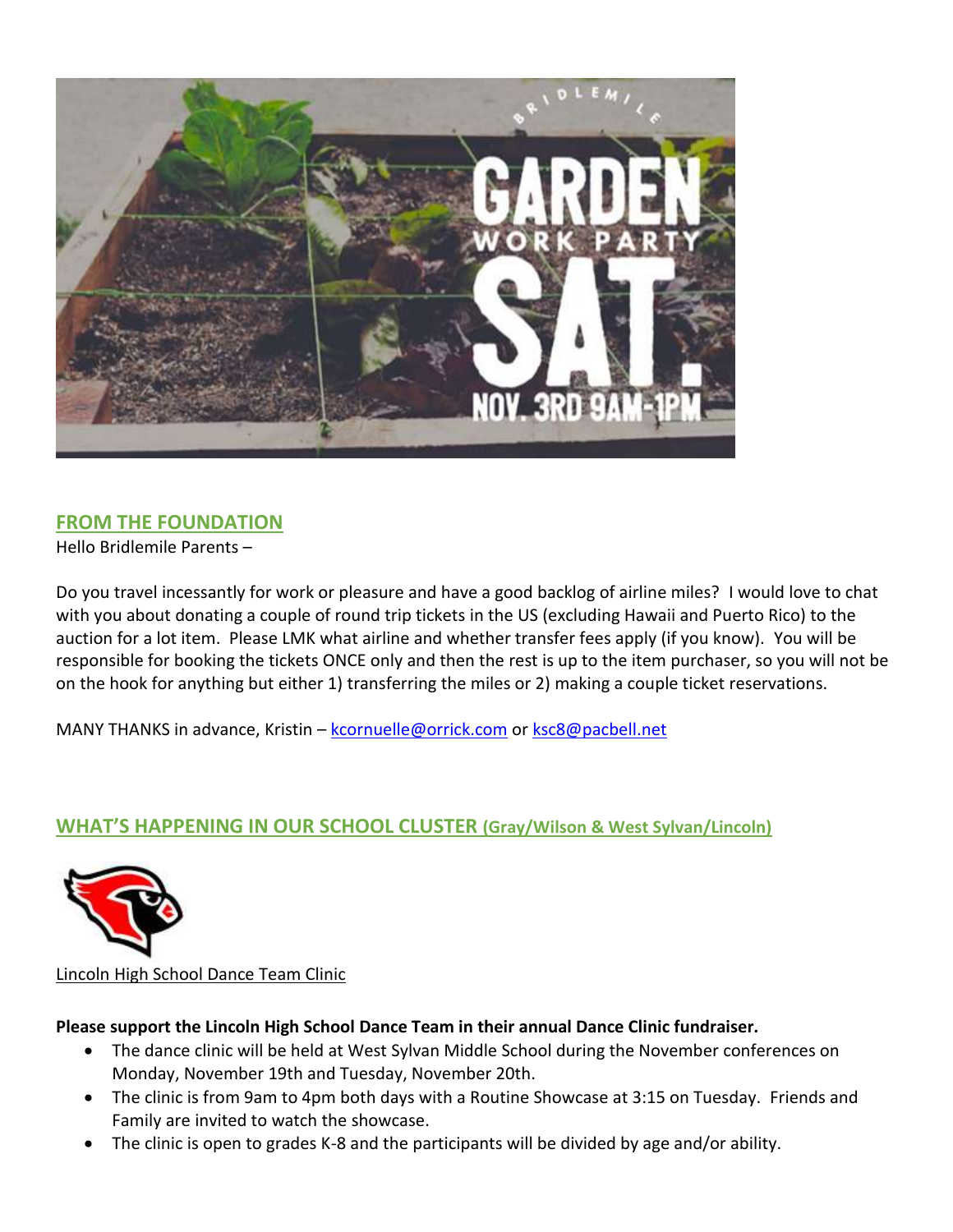BRIDLEMILE

GARDEN WORK PARTY

SAT.

NOV. 3RD 9AM-1PM

## FROM THE FOUNDATION

Hello Bridlemile Parents –

Do you travel incessantly for work or pleasure and have a good backlog of airline miles? I would love to chat with you about donating a couple of round trip tickets in the US (excluding Hawaii and Puerto Rico) to the auction for a lot item. Please LMK what airline and whether transfer fees apply (if you know). You will be responsible for booking the tickets ONCE only and then the rest is up to the item purchaser, so you will not be on the hook for anything but either 1) transferring the miles or 2) making a couple ticket reservations.

MANY THANKS in advance, Kristin – kcornuelle@orrick.com or ksc8@pacbell.net

## WHAT'S HAPPENING IN OUR SCHOOL CLUSTER (Gray/Wilson & West Sylvan/Lincoln)

Lincoln High School Dance Team Clinic

**Please support the Lincoln High School Dance Team in their annual Dance Clinic fundraiser.**

- The dance clinic will be held at West Sylvan Middle School during the November conferences on Monday, November 19th and Tuesday, November 20th.
- The clinic is from 9am to 4pm both days with a Routine Showcase at 3:15 on Tuesday. Friends and Family are invited to watch the showcase.
- The clinic is open to grades K-8 and the participants will be divided by age and/or ability.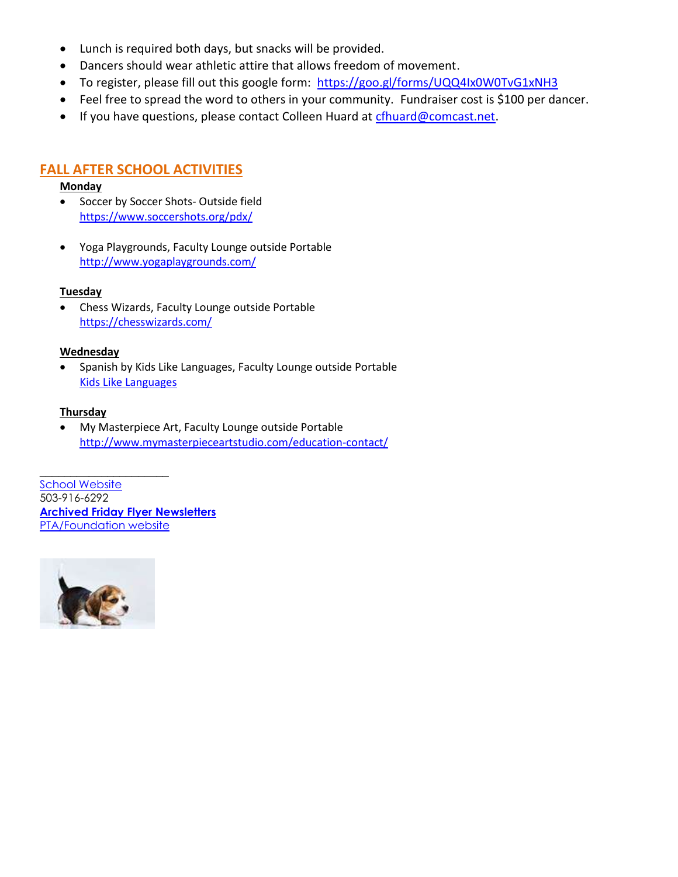- Lunch is required both days, but snacks will be provided.
- Dancers should wear athletic attire that allows freedom of movement.
- To register, please fill out this google form: https://goo.gl/forms/UQQ4Ix0W0TvG1xNH3
- Feel free to spread the word to others in your community. Fundraiser cost is $100 per dancer.
- If you have questions, please contact Colleen Huard at cfhuard@comcast.net.

## FALL AFTER SCHOOL ACTIVITIES

**Monday**

- Soccer by Soccer Shots- Outside field
  https://www.soccershots.org/pdx/

- Yoga Playgrounds, Faculty Lounge outside Portable
  http://www.yogaplaygrounds.com/

**Tuesday**

- Chess Wizards, Faculty Lounge outside Portable
  https://chesswizards.com/

**Wednesday**

- Spanish by Kids Like Languages, Faculty Lounge outside Portable
  Kids Like Languages

**Thursday**

- My Masterpiece Art, Faculty Lounge outside Portable
  http://www.mymasterpieceartstudio.com/education-contact/

---

School Website
503-916-6292
**Archived Friday Flyer Newsletters**
PTA/Foundation website